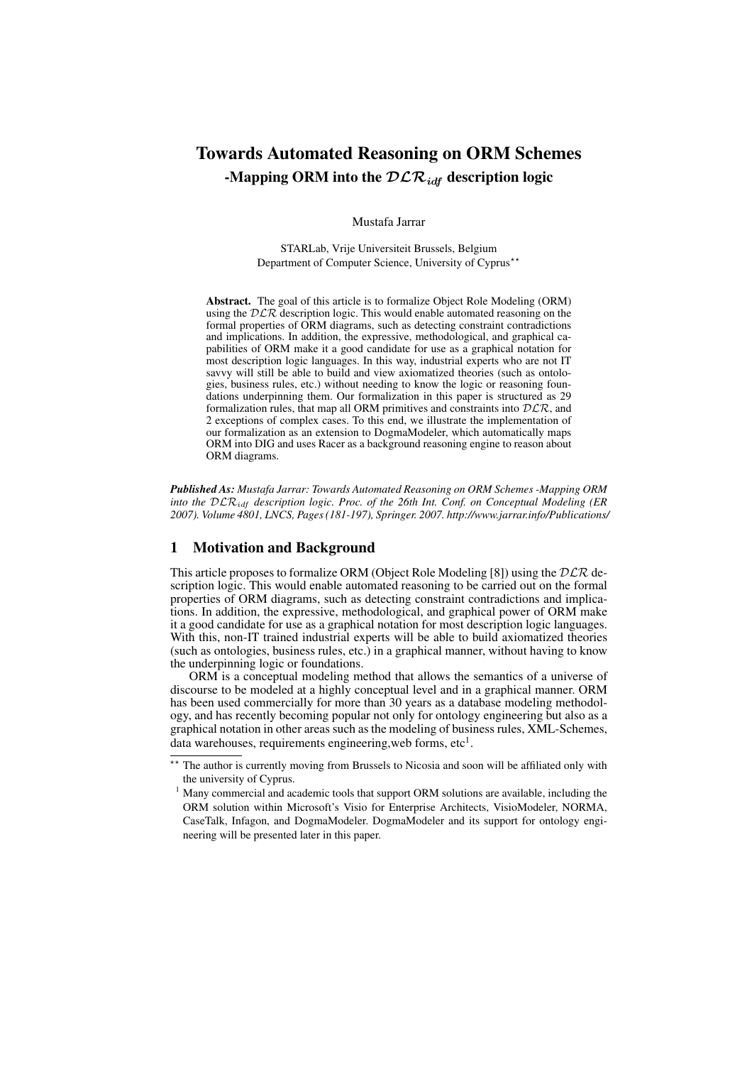# Towards Automated Reasoning on ORM Schemes

## -Mapping ORM into the $\mathcal{DLR}_{idf}$ description logic

Mustafa Jarrar

STARLab, Vrije Universiteit Brussels, Belgium
Department of Computer Science, University of Cyprus**

**Abstract.** The goal of this article is to formalize Object Role Modeling (ORM) using the $\mathcal{DLR}$ description logic. This would enable automated reasoning on the formal properties of ORM diagrams, such as detecting constraint contradictions and implications. In addition, the expressive, methodological, and graphical capabilities of ORM make it a good candidate for use as a graphical notation for most description logic languages. In this way, industrial experts who are not IT savvy will still be able to build and view axiomatized theories (such as ontologies, business rules, etc.) without needing to know the logic or reasoning foundations underpinning them. Our formalization in this paper is structured as 29 formalization rules, that map all ORM primitives and constraints into $\mathcal{DLR}$, and 2 exceptions of complex cases. To this end, we illustrate the implementation of our formalization as an extension to DogmaModeler, which automatically maps ORM into DIG and uses Racer as a background reasoning engine to reason about ORM diagrams.

***Published As:*** *Mustafa Jarrar: Towards Automated Reasoning on ORM Schemes -Mapping ORM into the $\mathcal{DLR}_{idf}$ description logic. Proc. of the 26th Int. Conf. on Conceptual Modeling (ER 2007). Volume 4801, LNCS, Pages (181-197), Springer. 2007. http://www.jarrar.info/Publications/*

## 1 Motivation and Background

This article proposes to formalize ORM (Object Role Modeling [8]) using the $\mathcal{DLR}$ description logic. This would enable automated reasoning to be carried out on the formal properties of ORM diagrams, such as detecting constraint contradictions and implications. In addition, the expressive, methodological, and graphical power of ORM make it a good candidate for use as a graphical notation for most description logic languages. With this, non-IT trained industrial experts will be able to build axiomatized theories (such as ontologies, business rules, etc.) in a graphical manner, without having to know the underpinning logic or foundations.

ORM is a conceptual modeling method that allows the semantics of a universe of discourse to be modeled at a highly conceptual level and in a graphical manner. ORM has been used commercially for more than 30 years as a database modeling methodology, and has recently becoming popular not only for ontology engineering but also as a graphical notation in other areas such as the modeling of business rules, XML-Schemes, data warehouses, requirements engineering,web forms, etc[1].

** The author is currently moving from Brussels to Nicosia and soon will be affiliated only with the university of Cyprus.

[1] Many commercial and academic tools that support ORM solutions are available, including the ORM solution within Microsoft's Visio for Enterprise Architects, VisioModeler, NORMA, CaseTalk, Infagon, and DogmaModeler. DogmaModeler and its support for ontology engineering will be presented later in this paper.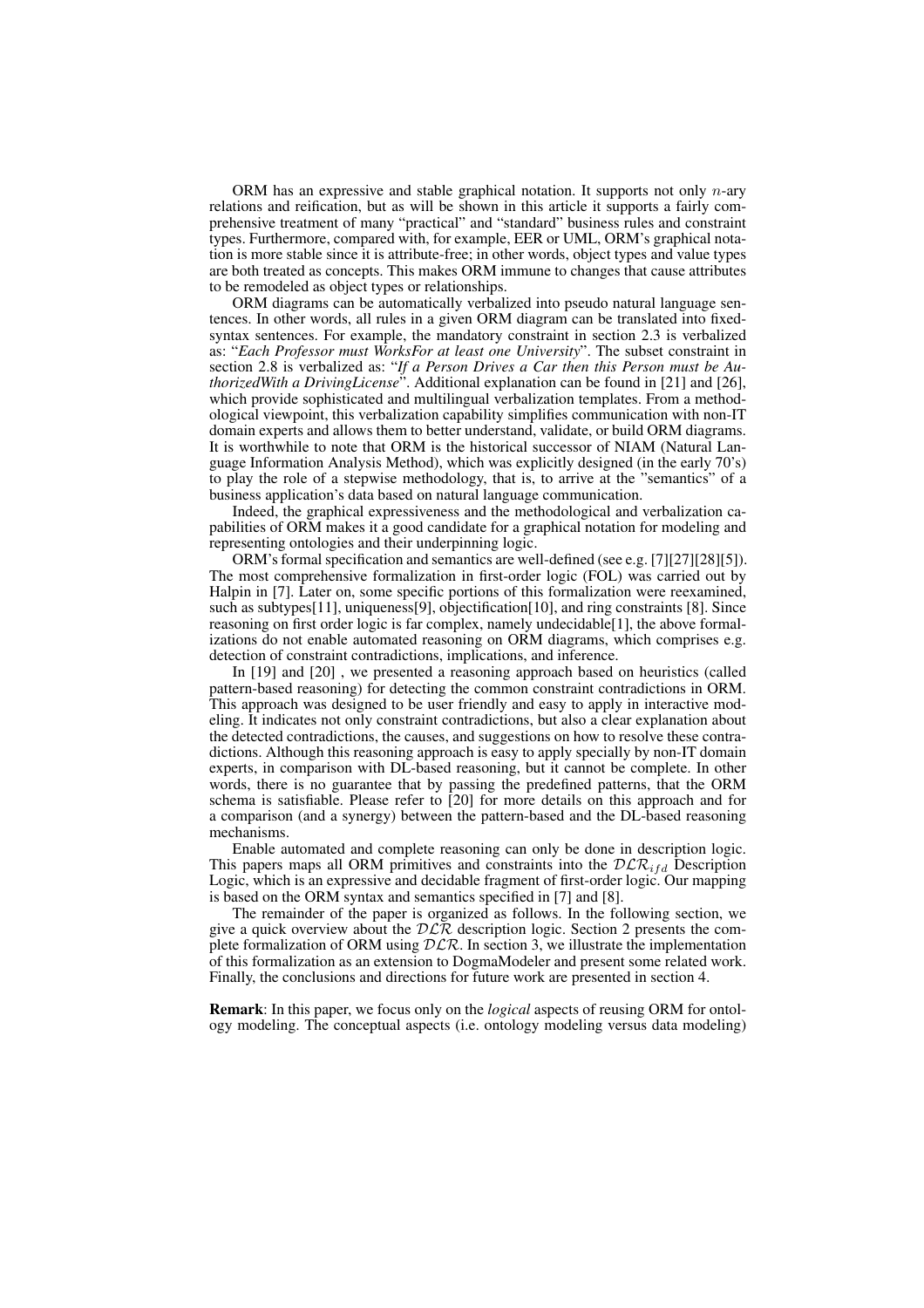ORM has an expressive and stable graphical notation. It supports not only $n$-ary relations and reification, but as will be shown in this article it supports a fairly comprehensive treatment of many "practical" and "standard" business rules and constraint types. Furthermore, compared with, for example, EER or UML, ORM's graphical notation is more stable since it is attribute-free; in other words, object types and value types are both treated as concepts. This makes ORM immune to changes that cause attributes to be remodeled as object types or relationships.

ORM diagrams can be automatically verbalized into pseudo natural language sentences. In other words, all rules in a given ORM diagram can be translated into fixed-syntax sentences. For example, the mandatory constraint in section 2.3 is verbalized as: "*Each Professor must WorksFor at least one University*". The subset constraint in section 2.8 is verbalized as: "*If a Person Drives a Car then this Person must be AuthorizedWith a DrivingLicense*". Additional explanation can be found in [21] and [26], which provide sophisticated and multilingual verbalization templates. From a methodological viewpoint, this verbalization capability simplifies communication with non-IT domain experts and allows them to better understand, validate, or build ORM diagrams. It is worthwhile to note that ORM is the historical successor of NIAM (Natural Language Information Analysis Method), which was explicitly designed (in the early 70's) to play the role of a stepwise methodology, that is, to arrive at the "semantics" of a business application's data based on natural language communication.

Indeed, the graphical expressiveness and the methodological and verbalization capabilities of ORM makes it a good candidate for a graphical notation for modeling and representing ontologies and their underpinning logic.

ORM's formal specification and semantics are well-defined (see e.g. [7][27][28][5]). The most comprehensive formalization in first-order logic (FOL) was carried out by Halpin in [7]. Later on, some specific portions of this formalization were reexamined, such as subtypes[11], uniqueness[9], objectification[10], and ring constraints [8]. Since reasoning on first order logic is far complex, namely undecidable[1], the above formalizations do not enable automated reasoning on ORM diagrams, which comprises e.g. detection of constraint contradictions, implications, and inference.

In [19] and [20] , we presented a reasoning approach based on heuristics (called pattern-based reasoning) for detecting the common constraint contradictions in ORM. This approach was designed to be user friendly and easy to apply in interactive modeling. It indicates not only constraint contradictions, but also a clear explanation about the detected contradictions, the causes, and suggestions on how to resolve these contradictions. Although this reasoning approach is easy to apply specially by non-IT domain experts, in comparison with DL-based reasoning, but it cannot be complete. In other words, there is no guarantee that by passing the predefined patterns, that the ORM schema is satisfiable. Please refer to [20] for more details on this approach and for a comparison (and a synergy) between the pattern-based and the DL-based reasoning mechanisms.

Enable automated and complete reasoning can only be done in description logic. This papers maps all ORM primitives and constraints into the $\mathcal{DLR}_{ifd}$ Description Logic, which is an expressive and decidable fragment of first-order logic. Our mapping is based on the ORM syntax and semantics specified in [7] and [8].

The remainder of the paper is organized as follows. In the following section, we give a quick overview about the $\mathcal{DLR}$ description logic. Section 2 presents the complete formalization of ORM using $\mathcal{DLR}$. In section 3, we illustrate the implementation of this formalization as an extension to DogmaModeler and present some related work. Finally, the conclusions and directions for future work are presented in section 4.

**Remark**: In this paper, we focus only on the *logical* aspects of reusing ORM for ontology modeling. The conceptual aspects (i.e. ontology modeling versus data modeling)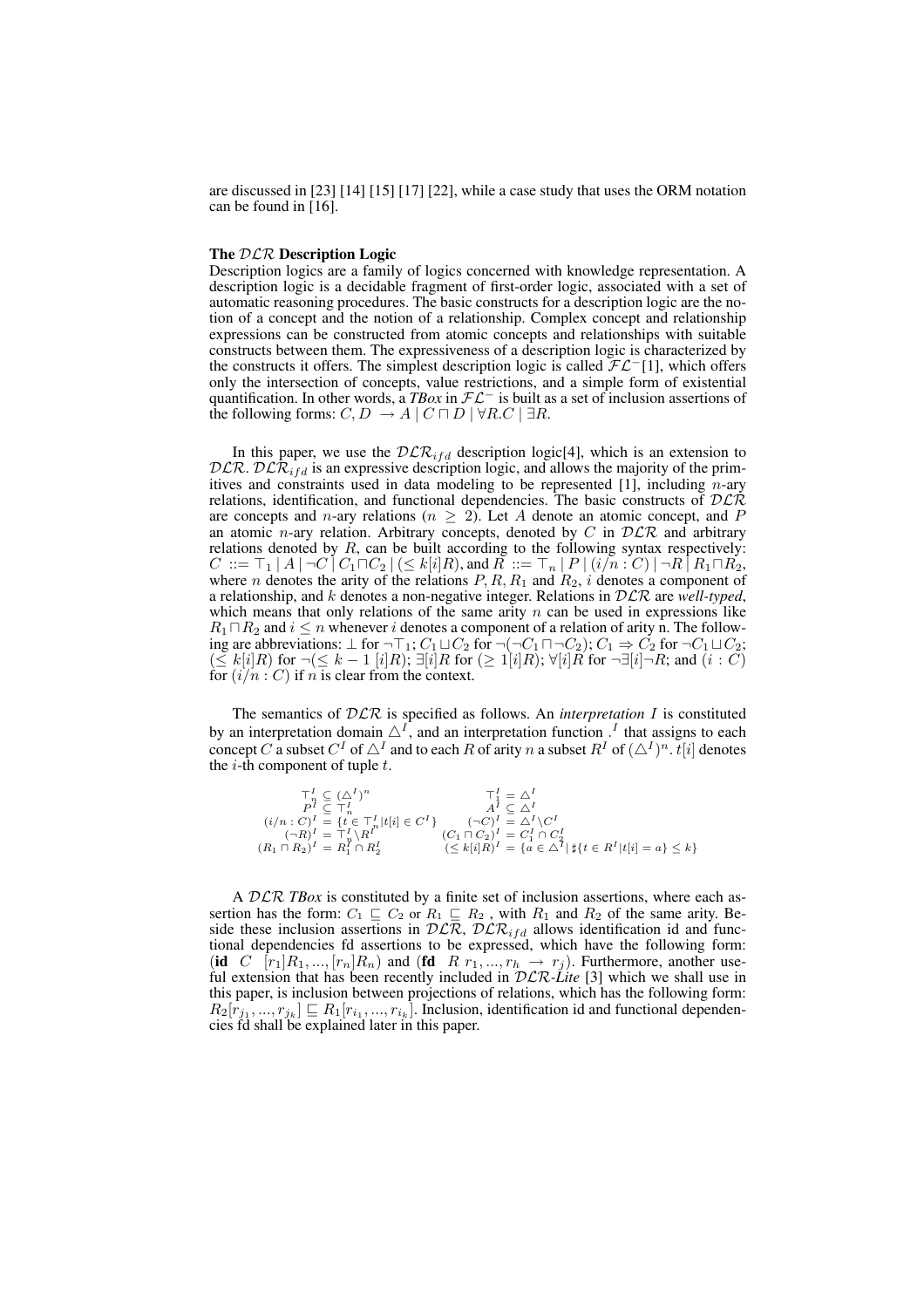are discussed in [23] [14] [15] [17] [22], while a case study that uses the ORM notation can be found in [16].

**The $\mathcal{DLR}$ Description Logic**

Description logics are a family of logics concerned with knowledge representation. A description logic is a decidable fragment of first-order logic, associated with a set of automatic reasoning procedures. The basic constructs for a description logic are the notion of a concept and the notion of a relationship. Complex concept and relationship expressions can be constructed from atomic concepts and relationships with suitable constructs between them. The expressiveness of a description logic is characterized by the constructs it offers. The simplest description logic is called $\mathcal{FL}^-$[1], which offers only the intersection of concepts, value restrictions, and a simple form of existential quantification. In other words, a *TBox* in $\mathcal{FL}^-$ is built as a set of inclusion assertions of the following forms: $C, D \rightarrow A \mid C \sqcap D \mid \forall R.C \mid \exists R$.

In this paper, we use the $\mathcal{DLR}_{ifd}$ description logic[4], which is an extension to $\mathcal{DLR}$. $\mathcal{DLR}_{ifd}$ is an expressive description logic, and allows the majority of the primitives and constraints used in data modeling to be represented [1], including $n$-ary relations, identification, and functional dependencies. The basic constructs of $\mathcal{DLR}$ are concepts and $n$-ary relations ($n \geq 2$). Let $A$ denote an atomic concept, and $P$ an atomic $n$-ary relation. Arbitrary concepts, denoted by $C$ in $\mathcal{DLR}$ and arbitrary relations denoted by $R$, can be built according to the following syntax respectively: $C ::= \top_1 \mid A \mid \neg C \mid C_1 \sqcap C_2 \mid (\leq k[i]R)$, and $R ::= \top_n \mid P \mid (i/n : C) \mid \neg R \mid R_1 \sqcap R_2$, where $n$ denotes the arity of the relations $P, R, R_1$ and $R_2$, $i$ denotes a component of a relationship, and $k$ denotes a non-negative integer. Relations in $\mathcal{DLR}$ are *well-typed*, which means that only relations of the same arity $n$ can be used in expressions like $R_1 \sqcap R_2$ and $i \leq n$ whenever $i$ denotes a component of a relation of arity n. The following are abbreviations: $\bot$ for $\neg\top_1$; $C_1 \sqcup C_2$ for $\neg(\neg C_1 \sqcap \neg C_2)$; $C_1 \Rightarrow C_2$ for $\neg C_1 \sqcup C_2$; $(\leq k[i]R)$ for $\neg(\leq k-1\ [i]R)$; $\exists[i]R$ for $(\geq 1[i]R)$; $\forall[i]R$ for $\neg\exists[i]\neg R$; and $(i : C)$ for $(i/n : C)$ if $n$ is clear from the context.

The semantics of $\mathcal{DLR}$ is specified as follows. An *interpretation* $I$ is constituted by an interpretation domain $\triangle^I$, and an interpretation function $.^I$ that assigns to each concept $C$ a subset $C^I$ of $\triangle^I$ and to each $R$ of arity $n$ a subset $R^I$ of $(\triangle^I)^n$. $t[i]$ denotes the $i$-th component of tuple $t$.

$$
\begin{array}{ll}
\top_n^I \subseteq (\triangle^I)^n & \top_1^I = \triangle^I \\
P^I \subseteq \top_n^I & A^I \subseteq \triangle^I \\
(i/n : C)^I = \{t \in \top_n^I \mid t[i] \in C^I\} & (\neg C)^I = \triangle^I \setminus C^I \\
(\neg R)^I = \top_n^I \setminus R^I & (C_1 \sqcap C_2)^I = C_1^I \cap C_2^I \\
(R_1 \sqcap R_2)^I = R_1^I \cap R_2^I & (\leq k[i]R)^I = \{a \in \triangle^I \mid \sharp\{t \in R^I \mid t[i] = a\} \leq k\}
\end{array}
$$

A $\mathcal{DLR}$ *TBox* is constituted by a finite set of inclusion assertions, where each assertion has the form: $C_1 \sqsubseteq C_2$ or $R_1 \sqsubseteq R_2$ , with $R_1$ and $R_2$ of the same arity. Beside these inclusion assertions in $\mathcal{DLR}$, $\mathcal{DLR}_{ifd}$ allows identification id and functional dependencies fd assertions to be expressed, which have the following form: (**id** $C\ \ [r_1]R_1, ..., [r_n]R_n$) and (**fd** $R\ r_1, ..., r_h \rightarrow r_j$). Furthermore, another useful extension that has been recently included in $\mathcal{DLR}$-*Lite* [3] which we shall use in this paper, is inclusion between projections of relations, which has the following form: $R_2[r_{j_1}, ..., r_{j_k}] \sqsubseteq R_1[r_{i_1}, ..., r_{i_k}]$. Inclusion, identification id and functional dependencies fd shall be explained later in this paper.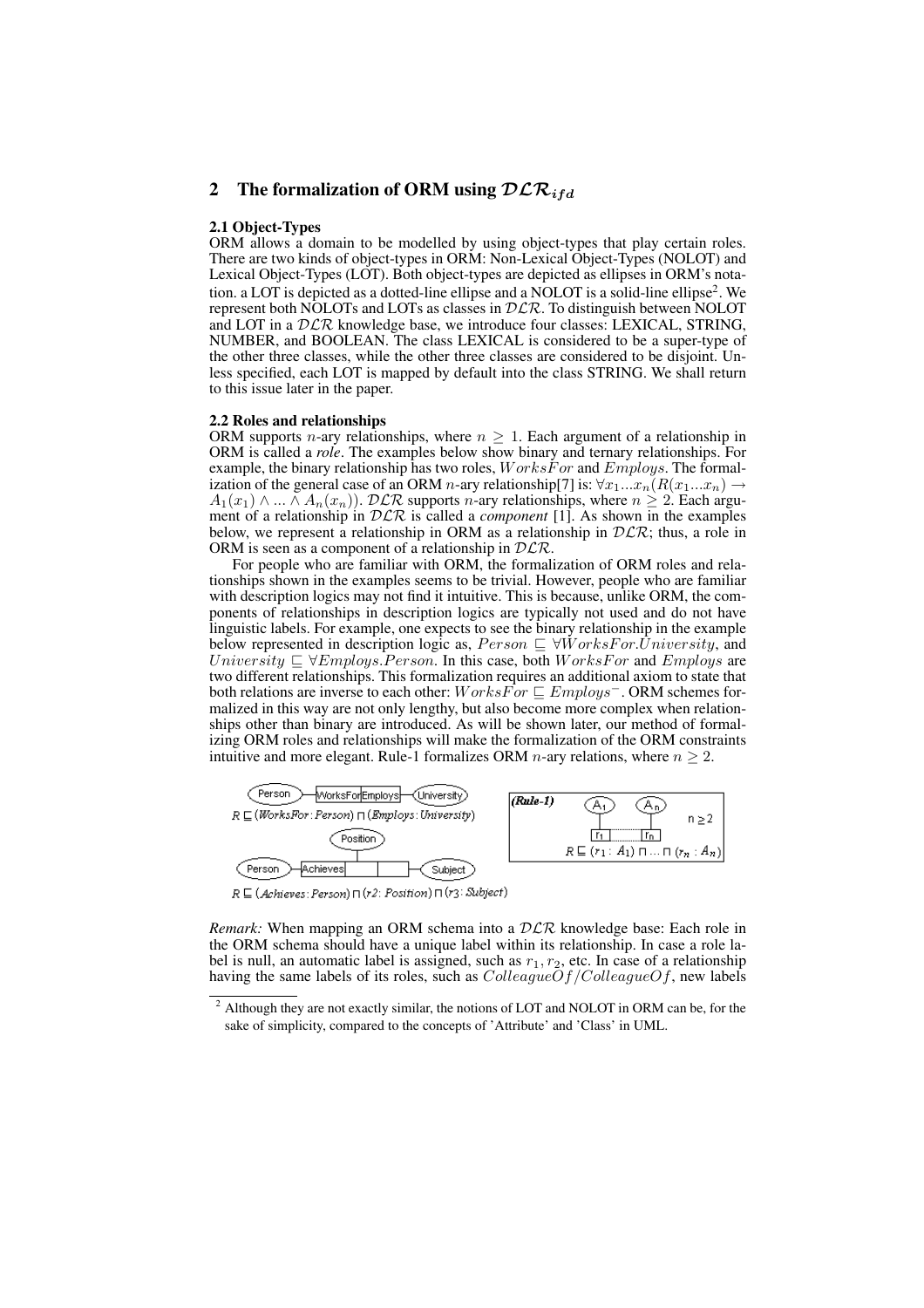## 2 The formalization of ORM using $\mathcal{DLR}_{ifd}$

### 2.1 Object-Types

ORM allows a domain to be modelled by using object-types that play certain roles. There are two kinds of object-types in ORM: Non-Lexical Object-Types (NOLOT) and Lexical Object-Types (LOT). Both object-types are depicted as ellipses in ORM's notation. a LOT is depicted as a dotted-line ellipse and a NOLOT is a solid-line ellipse[2]. We represent both NOLOTs and LOTs as classes in $\mathcal{DLR}$. To distinguish between NOLOT and LOT in a $\mathcal{DLR}$ knowledge base, we introduce four classes: LEXICAL, STRING, NUMBER, and BOOLEAN. The class LEXICAL is considered to be a super-type of the other three classes, while the other three classes are considered to be disjoint. Unless specified, each LOT is mapped by default into the class STRING. We shall return to this issue later in the paper.

### 2.2 Roles and relationships

ORM supports $n$-ary relationships, where $n \geq 1$. Each argument of a relationship in ORM is called a *role*. The examples below show binary and ternary relationships. For example, the binary relationship has two roles, $WorksFor$ and $Employs$. The formalization of the general case of an ORM $n$-ary relationship[7] is: $\forall x_1 ... x_n (R(x_1 ... x_n) \rightarrow A_1(x_1) \wedge ... \wedge A_n(x_n))$. $\mathcal{DLR}$ supports $n$-ary relationships, where $n \geq 2$. Each argument of a relationship in $\mathcal{DLR}$ is called a *component* [1]. As shown in the examples below, we represent a relationship in ORM as a relationship in $\mathcal{DLR}$; thus, a role in ORM is seen as a component of a relationship in $\mathcal{DLR}$.

For people who are familiar with ORM, the formalization of ORM roles and relationships shown in the examples seems to be trivial. However, people who are familiar with description logics may not find it intuitive. This is because, unlike ORM, the components of relationships in description logics are typically not used and do not have linguistic labels. For example, one expects to see the binary relationship in the example below represented in description logic as, $Person \sqsubseteq \forall WorksFor.University$, and $University \sqsubseteq \forall Employs.Person$. In this case, both $WorksFor$ and $Employs$ are two different relationships. This formalization requires an additional axiom to state that both relations are inverse to each other: $WorksFor \sqsubseteq Employs^{-}$. ORM schemes formalized in this way are not only lengthy, but also become more complex when relationships other than binary are introduced. As will be shown later, our method of formalizing ORM roles and relationships will make the formalization of the ORM constraints intuitive and more elegant. Rule-1 formalizes ORM $n$-ary relations, where $n \geq 2$.

Person — WorksFor | Employs — University

$R \sqsubseteq (WorksFor : Person) \sqcap (Employs : University)$

Person — Achieves | | — Subject (Position)

$R \sqsubseteq (Achieves : Person) \sqcap (r2 : Position) \sqcap (r3 : Subject)$

**(Rule-1)** $A_1$ ... $A_n$, $r_1$ ... $r_n$, $n \geq 2$

$R \sqsubseteq (r_1 : A_1) \sqcap ... \sqcap (r_n : A_n)$

*Remark:* When mapping an ORM schema into a $\mathcal{DLR}$ knowledge base: Each role in the ORM schema should have a unique label within its relationship. In case a role label is null, an automatic label is assigned, such as $r_1, r_2$, etc. In case of a relationship having the same labels of its roles, such as $ColleagueOf/ColleagueOf$, new labels

[2] Although they are not exactly similar, the notions of LOT and NOLOT in ORM can be, for the sake of simplicity, compared to the concepts of 'Attribute' and 'Class' in UML.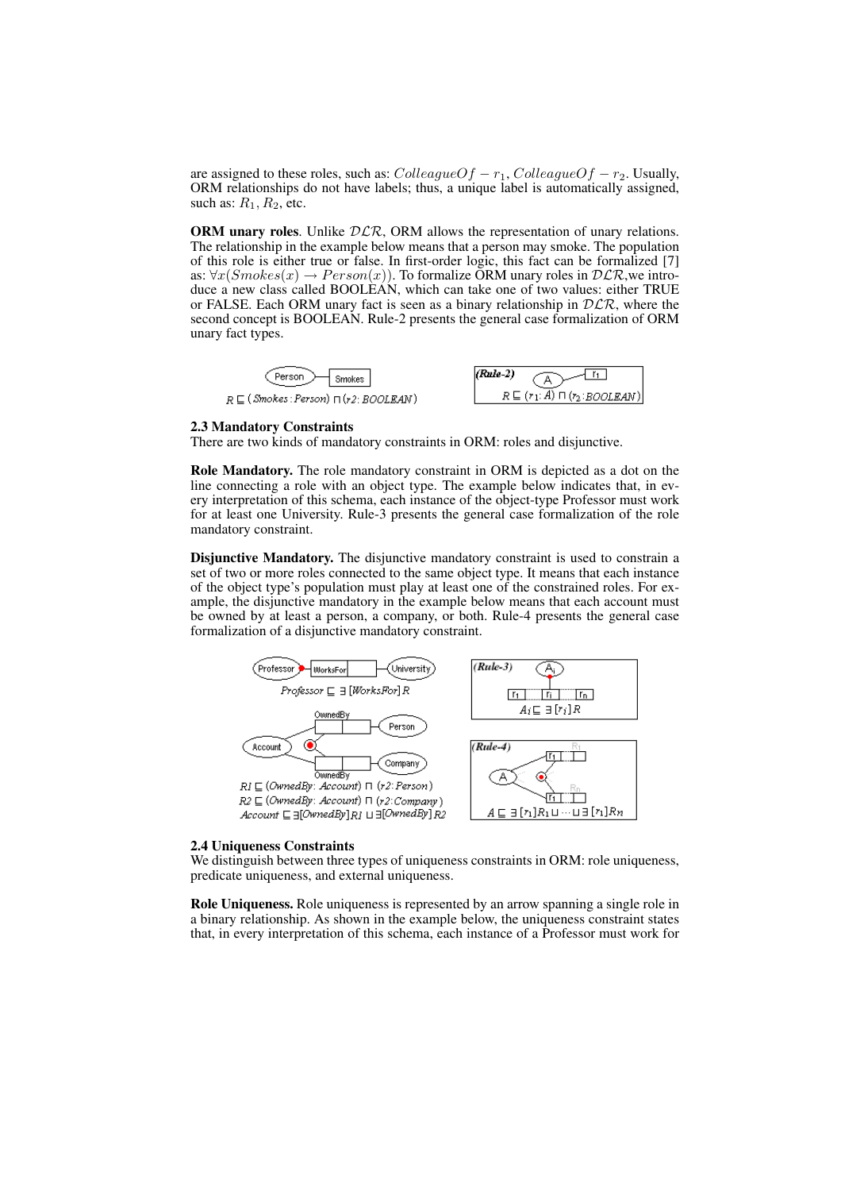are assigned to these roles, such as: $ColleagueOf - r_1$, $ColleagueOf - r_2$. Usually, ORM relationships do not have labels; thus, a unique label is automatically assigned, such as: $R_1$, $R_2$, etc.

**ORM unary roles**. Unlike $\mathcal{DLR}$, ORM allows the representation of unary relations. The relationship in the example below means that a person may smoke. The population of this role is either true or false. In first-order logic, this fact can be formalized [7] as: $\forall x(Smokes(x) \rightarrow Person(x))$. To formalize ORM unary roles in $\mathcal{DLR}$,we introduce a new class called BOOLEAN, which can take one of two values: either TRUE or FALSE. Each ORM unary fact is seen as a binary relationship in $\mathcal{DLR}$, where the second concept is BOOLEAN. Rule-2 presents the general case formalization of ORM unary fact types.

$R \sqsubseteq (Smokes: Person) \sqcap (r2: BOOLEAN)$

(Rule-2) $R \sqsubseteq (r_1: A) \sqcap (r_2: BOOLEAN)$

### 2.3 Mandatory Constraints

There are two kinds of mandatory constraints in ORM: roles and disjunctive.

**Role Mandatory.** The role mandatory constraint in ORM is depicted as a dot on the line connecting a role with an object type. The example below indicates that, in every interpretation of this schema, each instance of the object-type Professor must work for at least one University. Rule-3 presents the general case formalization of the role mandatory constraint.

**Disjunctive Mandatory.** The disjunctive mandatory constraint is used to constrain a set of two or more roles connected to the same object type. It means that each instance of the object type's population must play at least one of the constrained roles. For example, the disjunctive mandatory in the example below means that each account must be owned by at least a person, a company, or both. Rule-4 presents the general case formalization of a disjunctive mandatory constraint.

$Professor \sqsubseteq \exists[WorksFor]R$

$R1 \sqsubseteq (OwnedBy: Account) \sqcap (r2: Person)$
$R2 \sqsubseteq (OwnedBy: Account) \sqcap (r2: Company)$
$Account \sqsubseteq \exists[OwnedBy]R1 \sqcup \exists[OwnedBy]R2$

(Rule-3) $A_i \sqsubseteq \exists[r_i]R$

(Rule-4) $A \sqsubseteq \exists[r_1]R_1 \sqcup \cdots \sqcup \exists[r_1]R_n$

### 2.4 Uniqueness Constraints

We distinguish between three types of uniqueness constraints in ORM: role uniqueness, predicate uniqueness, and external uniqueness.

**Role Uniqueness.** Role uniqueness is represented by an arrow spanning a single role in a binary relationship. As shown in the example below, the uniqueness constraint states that, in every interpretation of this schema, each instance of a Professor must work for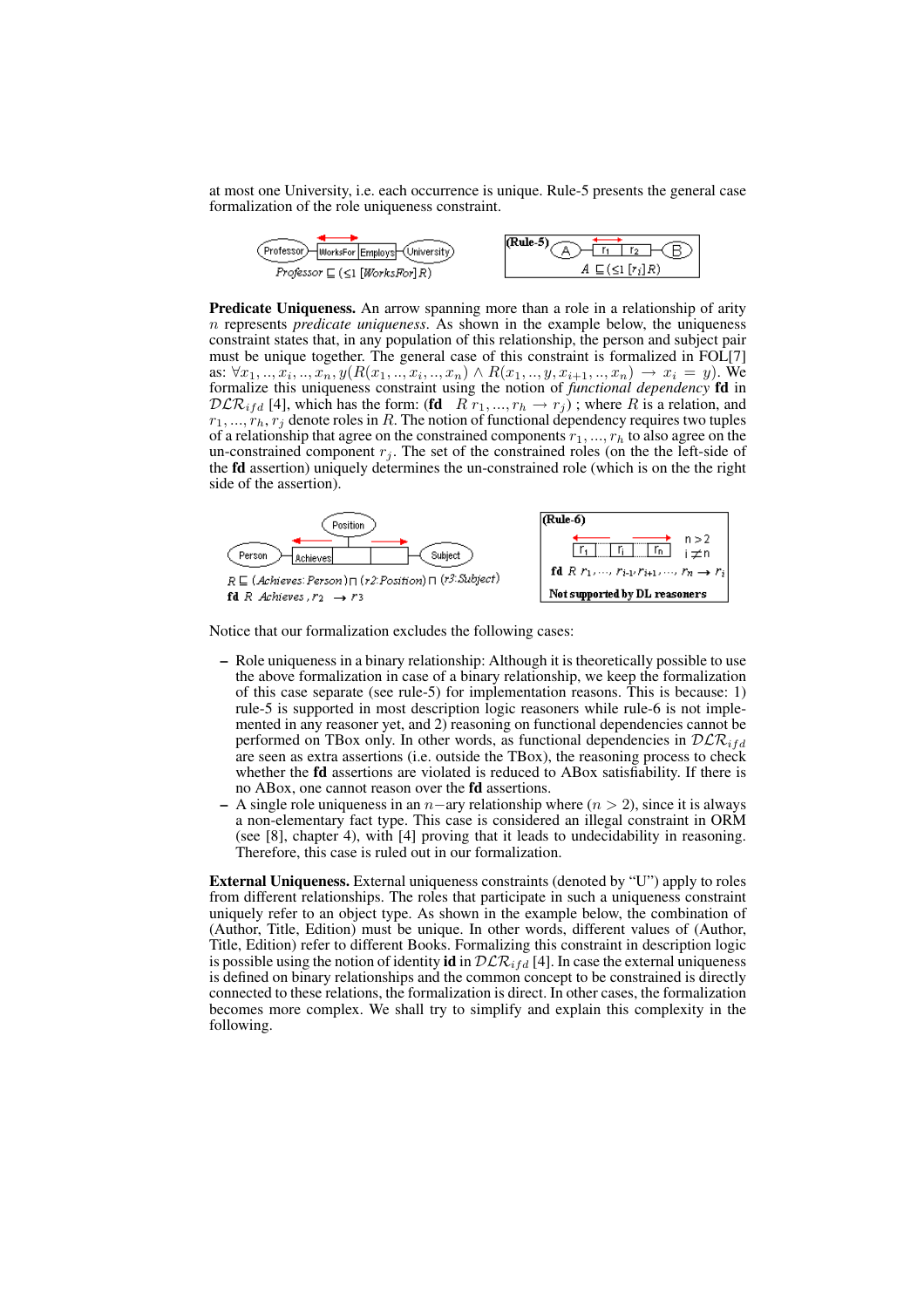at most one University, i.e. each occurrence is unique. Rule-5 presents the general case formalization of the role uniqueness constraint.

Professor ⊑ (≤1 [WorksFor] R)

(Rule-5) $A \sqsubseteq (\leq 1\ [r_i] R)$

**Predicate Uniqueness.** An arrow spanning more than a role in a relationship of arity $n$ represents *predicate uniqueness*. As shown in the example below, the uniqueness constraint states that, in any population of this relationship, the person and subject pair must be unique together. The general case of this constraint is formalized in FOL[7] as: $\forall x_1,..,x_i,..,x_n, y(R(x_1,..,x_i,..,x_n) \wedge R(x_1,..,y,x_{i+1},..,x_n) \rightarrow x_i = y)$. We formalize this uniqueness constraint using the notion of *functional dependency* **fd** in $\mathcal{DLR}_{ifd}$ [4], which has the form: (**fd** $R\ r_1,...,r_h \rightarrow r_j$) ; where $R$ is a relation, and $r_1,...,r_h, r_j$ denote roles in $R$. The notion of functional dependency requires two tuples of a relationship that agree on the constrained components $r_1,...,r_h$ to also agree on the un-constrained component $r_j$. The set of the constrained roles (on the the left-side of the **fd** assertion) uniquely determines the un-constrained role (which is on the the right side of the assertion).

$R \sqsubseteq (Achieves{:}Person) \sqcap (r2{:}Position) \sqcap (r3{:}Subject)$
**fd** $R\ Achieves, r_2 \rightarrow r_3$

(Rule-6) $n > 2$, $i \neq n$
**fd** $R\ r_1, \ldots, r_{i-1}, r_{i+1}, \ldots, r_n \rightarrow r_i$
**Not supported by DL reasoners**

Notice that our formalization excludes the following cases:

- Role uniqueness in a binary relationship: Although it is theoretically possible to use the above formalization in case of a binary relationship, we keep the formalization of this case separate (see rule-5) for implementation reasons. This is because: 1) rule-5 is supported in most description logic reasoners while rule-6 is not implemented in any reasoner yet, and 2) reasoning on functional dependencies cannot be performed on TBox only. In other words, as functional dependencies in $\mathcal{DLR}_{ifd}$ are seen as extra assertions (i.e. outside the TBox), the reasoning process to check whether the **fd** assertions are violated is reduced to ABox satisfiability. If there is no ABox, one cannot reason over the **fd** assertions.
- A single role uniqueness in an $n-$ary relationship where $(n > 2)$, since it is always a non-elementary fact type. This case is considered an illegal constraint in ORM (see [8], chapter 4), with [4] proving that it leads to undecidability in reasoning. Therefore, this case is ruled out in our formalization.

**External Uniqueness.** External uniqueness constraints (denoted by "U") apply to roles from different relationships. The roles that participate in such a uniqueness constraint uniquely refer to an object type. As shown in the example below, the combination of (Author, Title, Edition) must be unique. In other words, different values of (Author, Title, Edition) refer to different Books. Formalizing this constraint in description logic is possible using the notion of identity **id** in $\mathcal{DLR}_{ifd}$ [4]. In case the external uniqueness is defined on binary relationships and the common concept to be constrained is directly connected to these relations, the formalization is direct. In other cases, the formalization becomes more complex. We shall try to simplify and explain this complexity in the following.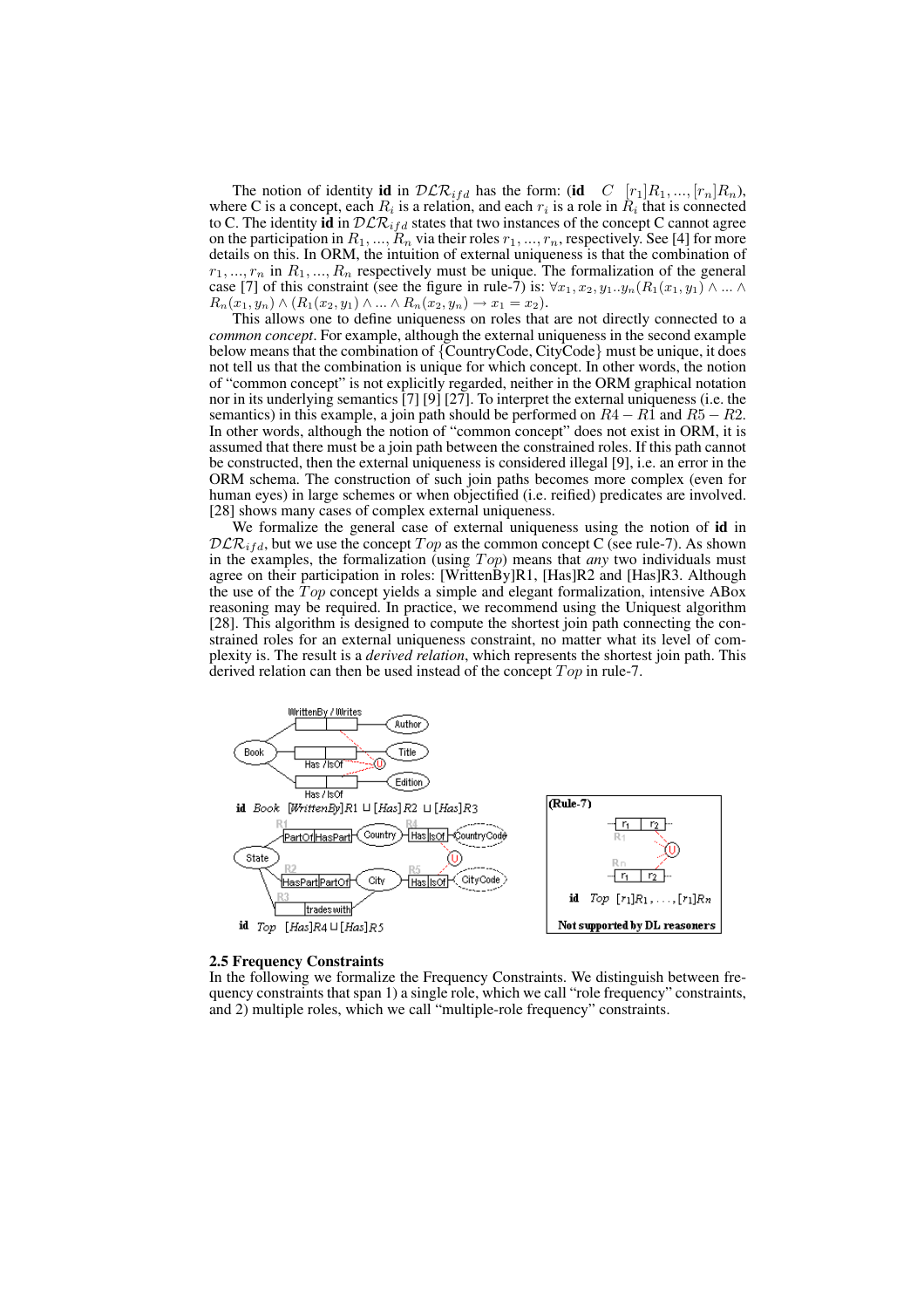The notion of identity **id** in $\mathcal{DLR}_{ifd}$ has the form: (**id** $\;C\;\; [r_1]R_1, ..., [r_n]R_n$), where C is a concept, each $R_i$ is a relation, and each $r_i$ is a role in $R_i$ that is connected to C. The identity **id** in $\mathcal{DLR}_{ifd}$ states that two instances of the concept C cannot agree on the participation in $R_1, ..., R_n$ via their roles $r_1, ..., r_n$, respectively. See [4] for more details on this. In ORM, the intuition of external uniqueness is that the combination of $r_1, ..., r_n$ in $R_1, ..., R_n$ respectively must be unique. The formalization of the general case [7] of this constraint (see the figure in rule-7) is: $\forall x_1, x_2, y_1..y_n (R_1(x_1, y_1) \wedge ... \wedge R_n(x_1, y_n) \wedge (R_1(x_2, y_1) \wedge ... \wedge R_n(x_2, y_n) \rightarrow x_1 = x_2)$.

This allows one to define uniqueness on roles that are not directly connected to a *common concept*. For example, although the external uniqueness in the second example below means that the combination of {CountryCode, CityCode} must be unique, it does not tell us that the combination is unique for which concept. In other words, the notion of "common concept" is not explicitly regarded, neither in the ORM graphical notation nor in its underlying semantics [7] [9] [27]. To interpret the external uniqueness (i.e. the semantics) in this example, a join path should be performed on $R4 - R1$ and $R5 - R2$. In other words, although the notion of "common concept" does not exist in ORM, it is assumed that there must be a join path between the constrained roles. If this path cannot be constructed, then the external uniqueness is considered illegal [9], i.e. an error in the ORM schema. The construction of such join paths becomes more complex (even for human eyes) in large schemes or when objectified (i.e. reified) predicates are involved. [28] shows many cases of complex external uniqueness.

We formalize the general case of external uniqueness using the notion of **id** in $\mathcal{DLR}_{ifd}$, but we use the concept $Top$ as the common concept C (see rule-7). As shown in the examples, the formalization (using $Top$) means that *any* two individuals must agree on their participation in roles: [WrittenBy]R1, [Has]R2 and [Has]R3. Although the use of the $Top$ concept yields a simple and elegant formalization, intensive ABox reasoning may be required. In practice, we recommend using the Uniquest algorithm [28]. This algorithm is designed to compute the shortest join path connecting the constrained roles for an external uniqueness constraint, no matter what its level of complexity is. The result is a *derived relation*, which represents the shortest join path. This derived relation can then be used instead of the concept $Top$ in rule-7.

**id** $Book\;\; [WrittenBy]R1 \sqcup [Has]R2 \sqcup [Has]R3$

**id** $Top\;\; [Has]R4 \sqcup [Has]R5$

**(Rule-7)**

**id** $Top\;\; [r_1]R_1, \ldots, [r_1]R_n$

**Not supported by DL reasoners**

## 2.5 Frequency Constraints

In the following we formalize the Frequency Constraints. We distinguish between frequency constraints that span 1) a single role, which we call "role frequency" constraints, and 2) multiple roles, which we call "multiple-role frequency" constraints.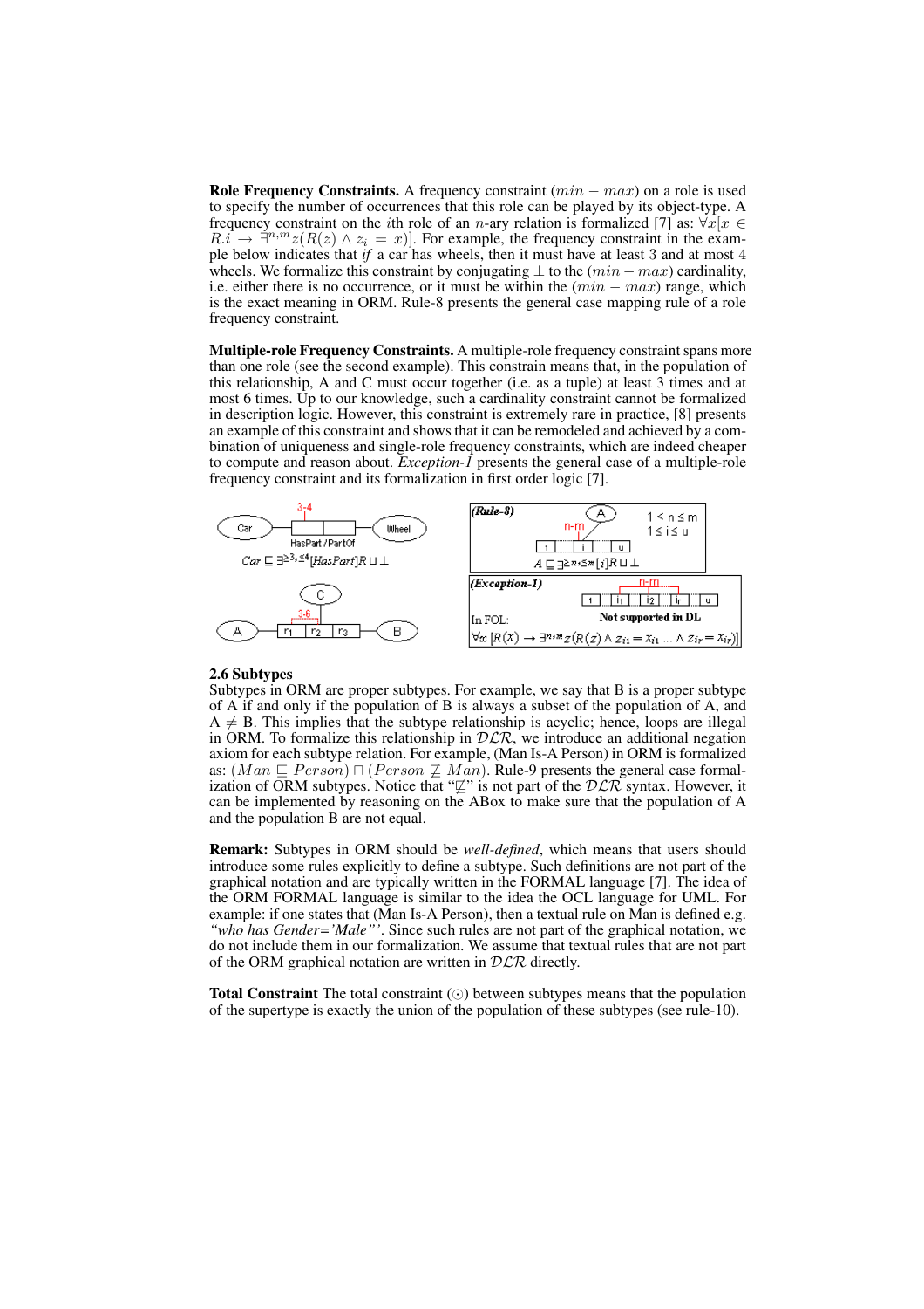**Role Frequency Constraints.** A frequency constraint $(min - max)$ on a role is used to specify the number of occurrences that this role can be played by its object-type. A frequency constraint on the $i$th role of an $n$-ary relation is formalized [7] as: $\forall x[x \in R.i \rightarrow \exists^{n,m} z(R(z) \wedge z_i = x)]$. For example, the frequency constraint in the example below indicates that *if* a car has wheels, then it must have at least 3 and at most 4 wheels. We formalize this constraint by conjugating $\perp$ to the $(min - max)$ cardinality, i.e. either there is no occurrence, or it must be within the $(min - max)$ range, which is the exact meaning in ORM. Rule-8 presents the general case mapping rule of a role frequency constraint.

**Multiple-role Frequency Constraints.** A multiple-role frequency constraint spans more than one role (see the second example). This constrain means that, in the population of this relationship, A and C must occur together (i.e. as a tuple) at least 3 times and at most 6 times. Up to our knowledge, such a cardinality constraint cannot be formalized in description logic. However, this constraint is extremely rare in practice, [8] presents an example of this constraint and shows that it can be remodeled and achieved by a combination of uniqueness and single-role frequency constraints, which are indeed cheaper to compute and reason about. *Exception-1* presents the general case of a multiple-role frequency constraint and its formalization in first order logic [7].

3-4

Car — HasPart / PartOf — Wheel

$Car \sqsubseteq \exists^{\geq 3, \leq 4}[HasPart]R \sqcup \perp$

C

3-6

A — $r_1$ $r_2$ $r_3$ — B

***(Rule-8)***

A

n-m

1 … i … u

$1 < n \leq m$

$1 \leq i \leq u$

$A \sqsubseteq \exists^{\geq n, \leq m}[i]R \sqcup \perp$

***(Exception-1)***

n-m

1 … $i_1$ … $i_2$ … $i_r$ … u

In FOL:

**Not supported in DL**

$\forall x\, [R(x) \rightarrow \exists^{n,m} z(R(z) \wedge z_{i1} = x_{i1} \ldots \wedge z_{ir} = x_{ir})]$

## 2.6 Subtypes

Subtypes in ORM are proper subtypes. For example, we say that B is a proper subtype of A if and only if the population of B is always a subset of the population of A, and $A \neq B$. This implies that the subtype relationship is acyclic; hence, loops are illegal in ORM. To formalize this relationship in $\mathcal{DLR}$, we introduce an additional negation axiom for each subtype relation. For example, (Man Is-A Person) in ORM is formalized as: $(Man \sqsubseteq Person) \sqcap (Person \not\sqsubseteq Man)$. Rule-9 presents the general case formalization of ORM subtypes. Notice that "$\not\sqsubseteq$" is not part of the $\mathcal{DLR}$ syntax. However, it can be implemented by reasoning on the ABox to make sure that the population of A and the population B are not equal.

**Remark:** Subtypes in ORM should be *well-defined*, which means that users should introduce some rules explicitly to define a subtype. Such definitions are not part of the graphical notation and are typically written in the FORMAL language [7]. The idea of the ORM FORMAL language is similar to the idea the OCL language for UML. For example: if one states that (Man Is-A Person), then a textual rule on Man is defined e.g. *"who has Gender='Male"'*. Since such rules are not part of the graphical notation, we do not include them in our formalization. We assume that textual rules that are not part of the ORM graphical notation are written in $\mathcal{DLR}$ directly.

**Total Constraint** The total constraint ($\odot$) between subtypes means that the population of the supertype is exactly the union of the population of these subtypes (see rule-10).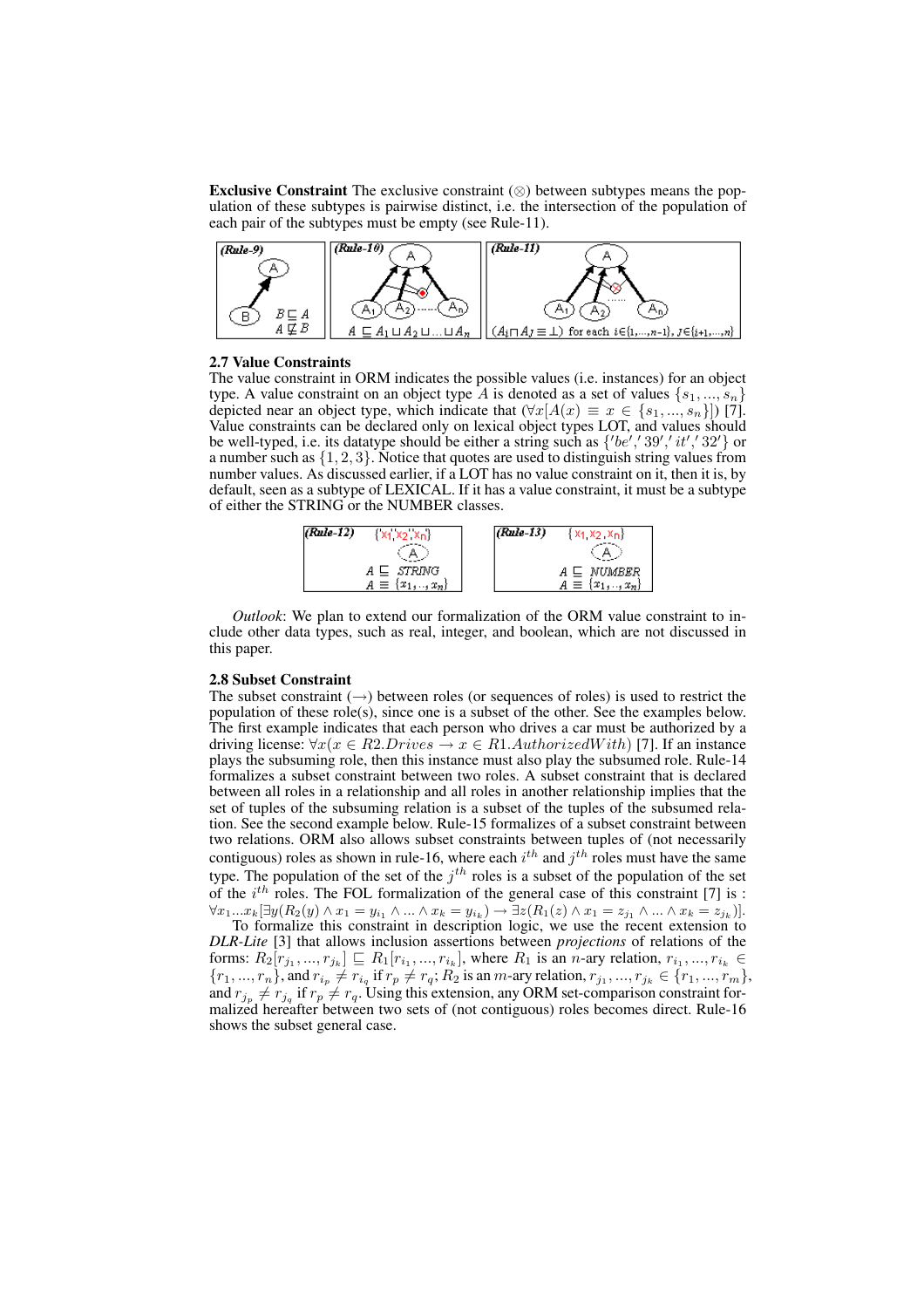**Exclusive Constraint** The exclusive constraint (⊗) between subtypes means the population of these subtypes is pairwise distinct, i.e. the intersection of the population of each pair of the subtypes must be empty (see Rule-11).

(Rule-9) $B \sqsubseteq A$, $A \not\sqsubseteq B$

(Rule-10) $A \sqsubseteq A_1 \sqcup A_2 \sqcup ... \sqcup A_n$

(Rule-11) $(A_i \sqcap A_J \equiv \bot)$ for each $i \in \{1, ..., n-1\}$, $J \in \{i+1, ..., n\}$

### 2.7 Value Constraints

The value constraint in ORM indicates the possible values (i.e. instances) for an object type. A value constraint on an object type $A$ is denoted as a set of values $\{s_1, ..., s_n\}$ depicted near an object type, which indicate that $(\forall x[A(x) \equiv x \in \{s_1, ..., s_n\}])$ [7]. Value constraints can be declared only on lexical object types LOT, and values should be well-typed, i.e. its datatype should be either a string such as $\{'be', '39', 'it', '32'\}$ or a number such as $\{1, 2, 3\}$. Notice that quotes are used to distinguish string values from number values. As discussed earlier, if a LOT has no value constraint on it, then it is, by default, seen as a subtype of LEXICAL. If it has a value constraint, it must be a subtype of either the STRING or the NUMBER classes.

(Rule-12) $\{'x_1', 'x_2', 'x_n'\}$ $A \sqsubseteq STRING$, $A \equiv \{x_1, .., x_n\}$

(Rule-13) $\{x_1, x_2, x_n\}$ $A \sqsubseteq NUMBER$, $A \equiv \{x_1, .., x_n\}$

*Outlook*: We plan to extend our formalization of the ORM value constraint to include other data types, such as real, integer, and boolean, which are not discussed in this paper.

### 2.8 Subset Constraint

The subset constraint (→) between roles (or sequences of roles) is used to restrict the population of these role(s), since one is a subset of the other. See the examples below. The first example indicates that each person who drives a car must be authorized by a driving license: $\forall x(x \in R2.Drives \rightarrow x \in R1.AuthorizedWith)$ [7]. If an instance plays the subsuming role, then this instance must also play the subsumed role. Rule-14 formalizes a subset constraint between two roles. A subset constraint that is declared between all roles in a relationship and all roles in another relationship implies that the set of tuples of the subsuming relation is a subset of the tuples of the subsumed relation. See the second example below. Rule-15 formalizes of a subset constraint between two relations. ORM also allows subset constraints between tuples of (not necessarily contiguous) roles as shown in rule-16, where each $i^{th}$ and $j^{th}$ roles must have the same type. The population of the set of the $j^{th}$ roles is a subset of the population of the set of the $i^{th}$ roles. The FOL formalization of the general case of this constraint [7] is : $\forall x_1 ... x_k[\exists y(R_2(y) \wedge x_1 = y_{i_1} \wedge ... \wedge x_k = y_{i_k}) \rightarrow \exists z(R_1(z) \wedge x_1 = z_{j_1} \wedge ... \wedge x_k = z_{j_k})]$.

To formalize this constraint in description logic, we use the recent extension to *DLR-Lite* [3] that allows inclusion assertions between *projections* of relations of the forms: $R_2[r_{j_1}, ..., r_{j_k}] \sqsubseteq R_1[r_{i_1}, ..., r_{i_k}]$, where $R_1$ is an $n$-ary relation, $r_{i_1}, ..., r_{i_k} \in \{r_1, ..., r_n\}$, and $r_{i_p} \neq r_{i_q}$ if $r_p \neq r_q$; $R_2$ is an $m$-ary relation, $r_{j_1}, ..., r_{j_k} \in \{r_1, ..., r_m\}$, and $r_{j_p} \neq r_{j_q}$ if $r_p \neq r_q$. Using this extension, any ORM set-comparison constraint formalized hereafter between two sets of (not contiguous) roles becomes direct. Rule-16 shows the subset general case.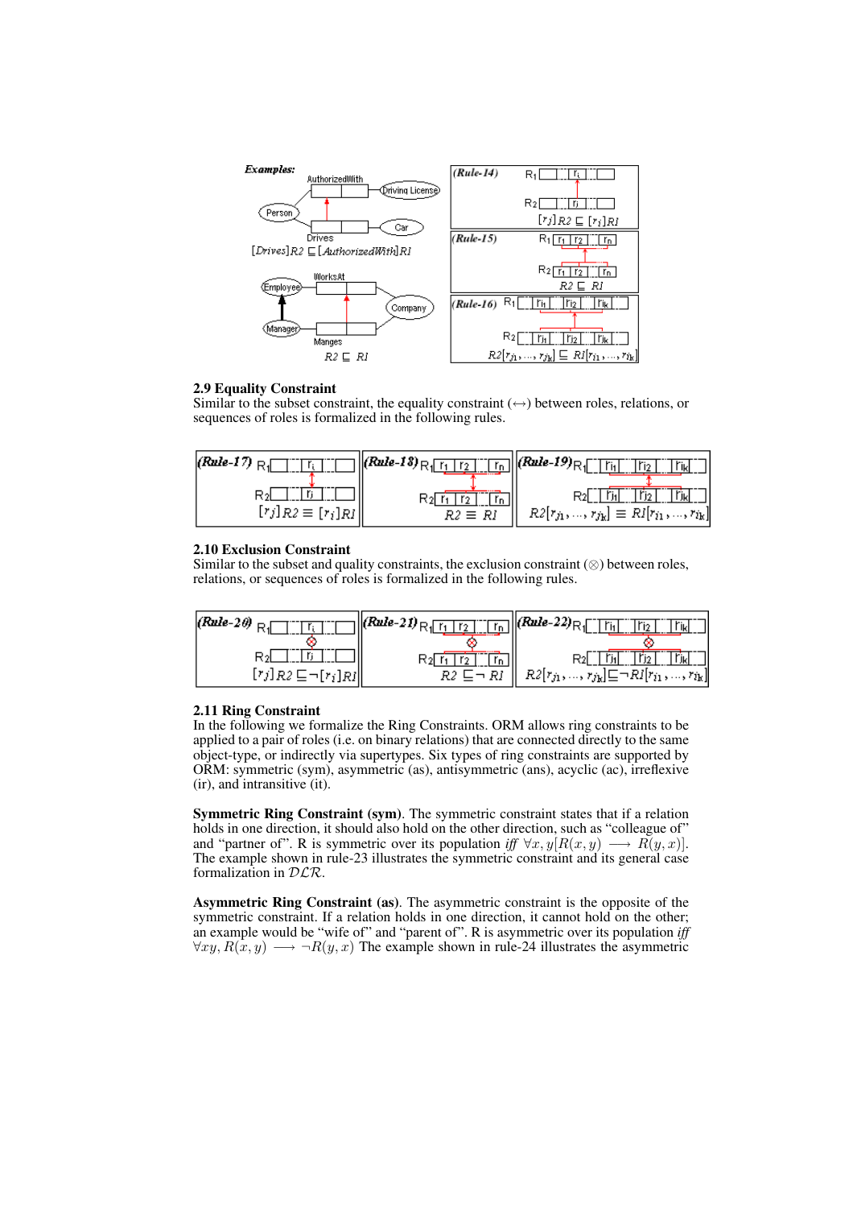**Examples:**

$[Drives]R2 \sqsubseteq [AuthorizedWith]R1$

$R2 \sqsubseteq R1$

(Rule-14) $[r_j]R2 \sqsubseteq [r_i]R1$

(Rule-15) $R2 \sqsubseteq R1$

(Rule-16) $R2[r_{j1}, ..., r_{jk}] \sqsubseteq R1[r_{i1}, ..., r_{ik}]$

### 2.9 Equality Constraint

Similar to the subset constraint, the equality constraint ($\leftrightarrow$) between roles, relations, or sequences of roles is formalized in the following rules.

(Rule-17) $[r_j]R2 \equiv [r_i]R1$

(Rule-18) $R2 \equiv R1$

(Rule-19) $R2[r_{j1}, ..., r_{jk}] \equiv R1[r_{i1}, ..., r_{ik}]$

### 2.10 Exclusion Constraint

Similar to the subset and quality constraints, the exclusion constraint ($\otimes$) between roles, relations, or sequences of roles is formalized in the following rules.

(Rule-20) $[r_j]R2 \sqsubseteq \neg [r_i]R1$

(Rule-21) $R2 \sqsubseteq \neg R1$

(Rule-22) $R2[r_{j1}, ..., r_{jk}] \sqsubseteq \neg R1[r_{i1}, ..., r_{ik}]$

### 2.11 Ring Constraint

In the following we formalize the Ring Constraints. ORM allows ring constraints to be applied to a pair of roles (i.e. on binary relations) that are connected directly to the same object-type, or indirectly via supertypes. Six types of ring constraints are supported by ORM: symmetric (sym), asymmetric (as), antisymmetric (ans), acyclic (ac), irreflexive (ir), and intransitive (it).

**Symmetric Ring Constraint (sym).** The symmetric constraint states that if a relation holds in one direction, it should also hold on the other direction, such as "colleague of" and "partner of". R is symmetric over its population *iff* $\forall x, y[R(x, y) \longrightarrow R(y, x)]$. The example shown in rule-23 illustrates the symmetric constraint and its general case formalization in $\mathcal{DLR}$.

**Asymmetric Ring Constraint (as).** The asymmetric constraint is the opposite of the symmetric constraint. If a relation holds in one direction, it cannot hold on the other; an example would be "wife of" and "parent of". R is asymmetric over its population *iff* $\forall xy, R(x, y) \longrightarrow \neg R(y, x)$ The example shown in rule-24 illustrates the asymmetric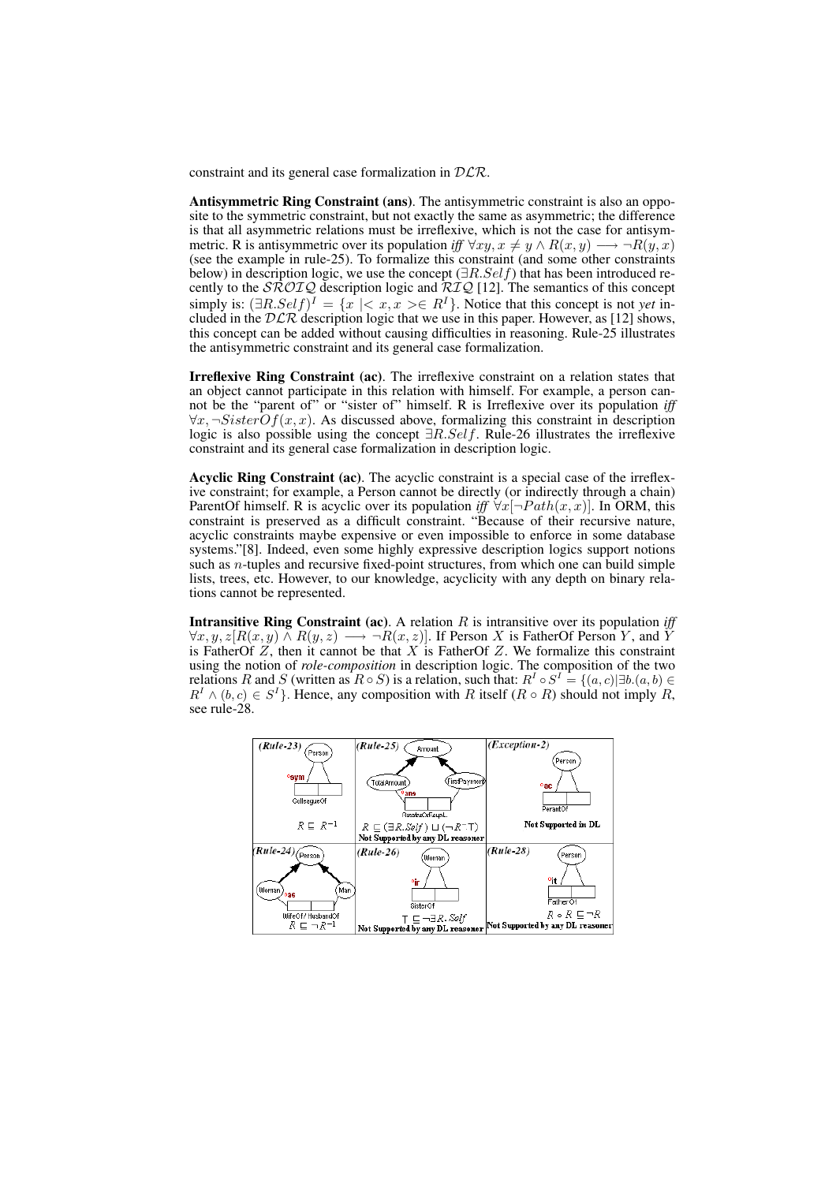constraint and its general case formalization in $\mathcal{DLR}$.

**Antisymmetric Ring Constraint (ans)**. The antisymmetric constraint is also an opposite to the symmetric constraint, but not exactly the same as asymmetric; the difference is that all asymmetric relations must be irreflexive, which is not the case for antisymmetric. R is antisymmetric over its population *iff* $\forall xy, x \neq y \wedge R(x, y) \longrightarrow \neg R(y, x)$ (see the example in rule-25). To formalize this constraint (and some other constraints below) in description logic, we use the concept $(\exists R.Self)$ that has been introduced recently to the $\mathcal{SROIQ}$ description logic and $\mathcal{RIQ}$ [12]. The semantics of this concept simply is: $(\exists R.Self)^I = \{x \mid < x, x > \in R^I\}$. Notice that this concept is not *yet* included in the $\mathcal{DLR}$ description logic that we use in this paper. However, as [12] shows, this concept can be added without causing difficulties in reasoning. Rule-25 illustrates the antisymmetric constraint and its general case formalization.

**Irreflexive Ring Constraint (ac)**. The irreflexive constraint on a relation states that an object cannot participate in this relation with himself. For example, a person cannot be the "parent of" or "sister of" himself. R is Irreflexive over its population *iff* $\forall x, \neg SisterOf(x, x)$. As discussed above, formalizing this constraint in description logic is also possible using the concept $\exists R.Self$. Rule-26 illustrates the irreflexive constraint and its general case formalization in description logic.

**Acyclic Ring Constraint (ac)**. The acyclic constraint is a special case of the irreflexive constraint; for example, a Person cannot be directly (or indirectly through a chain) ParentOf himself. R is acyclic over its population *iff* $\forall x[\neg Path(x, x)]$. In ORM, this constraint is preserved as a difficult constraint. "Because of their recursive nature, acyclic constraints maybe expensive or even impossible to enforce in some database systems."[8]. Indeed, even some highly expressive description logics support notions such as $n$-tuples and recursive fixed-point structures, from which one can build simple lists, trees, etc. However, to our knowledge, acyclicity with any depth on binary relations cannot be represented.

**Intransitive Ring Constraint (ac)**. A relation $R$ is intransitive over its population *iff* $\forall x, y, z[R(x, y) \wedge R(y, z) \longrightarrow \neg R(x, z)]$. If Person $X$ is FatherOf Person $Y$, and $Y$ is FatherOf $Z$, then it cannot be that $X$ is FatherOf $Z$. We formalize this constraint using the notion of *role-composition* in description logic. The composition of the two relations $R$ and $S$ (written as $R \circ S$) is a relation, such that: $R^I \circ S^I = \{(a, c) \mid \exists b.(a, b) \in R^I \wedge (b, c) \in S^I\}$. Hence, any composition with $R$ itself $(R \circ R)$ should not imply $R$, see rule-28.

| (Rule-23) Person, °sym, ColleagueOf | (Rule-25) Amount, TotalAmount, FirstPayment, °ans, ReceivedOrEqual | (Exception-2) Person, °ac, ParentOf |
| --- | --- | --- |
| $R \sqsubseteq R^{-1}$ | $R \sqsubseteq (\exists R.Self) \sqcup (\neg R^{-}\top)$ **Not Supported by any DL reasoner** | **Not Supported in DL** |
| (Rule-24) Person, Woman, Man, °as, WifeOf/HusbandOf | (Rule-26) Woman, °ir, SisterOf | (Rule-28) Person, °it, FatherOf |
| $R \sqsubseteq \neg R^{-1}$ | $\top \sqsubseteq \neg \exists R.Self$ **Not Supported by any DL reasoner** | $R \circ R \sqsubseteq \neg R$ **Not Supported by any DL reasoner** |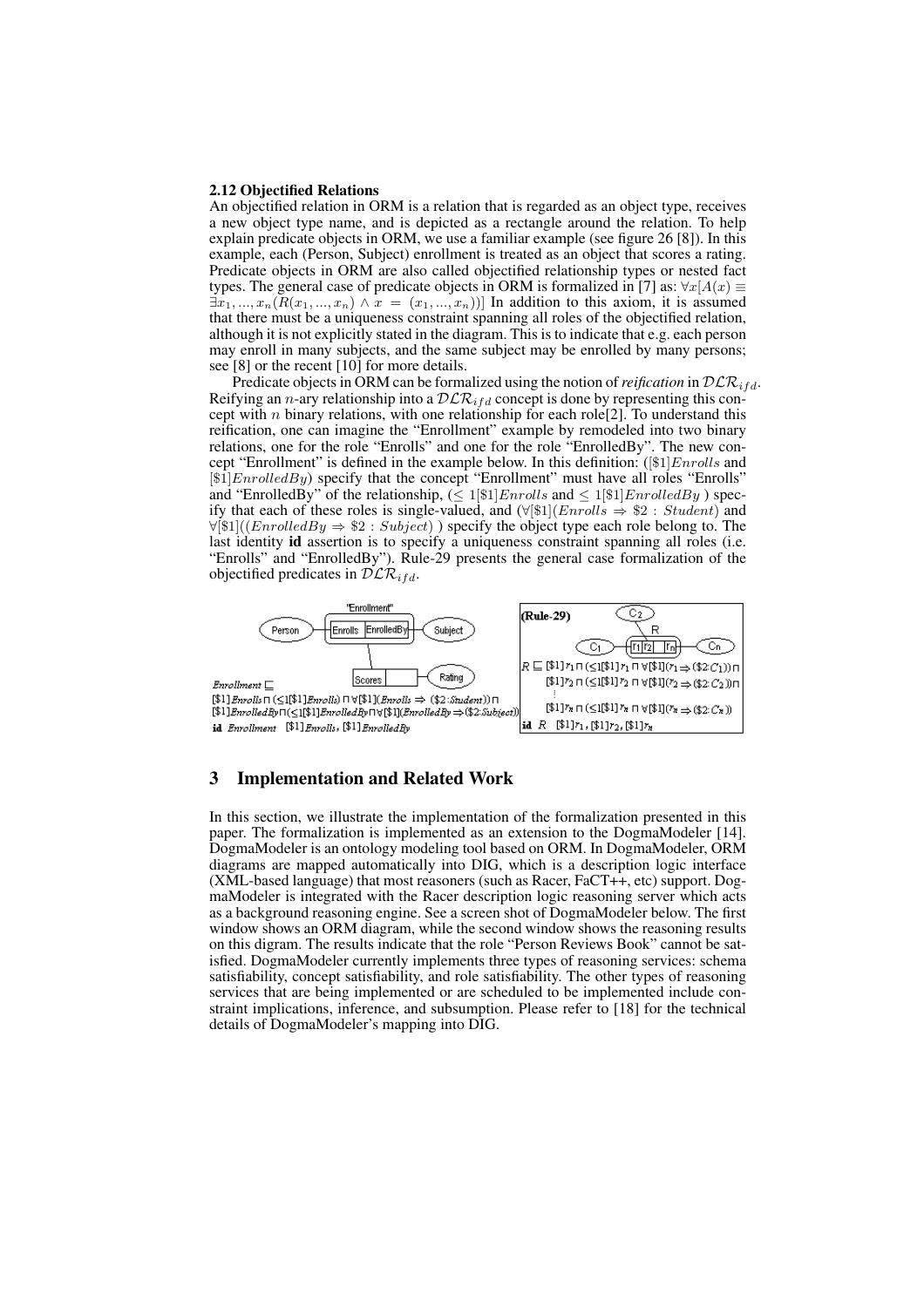### 2.12 Objectified Relations

An objectified relation in ORM is a relation that is regarded as an object type, receives a new object type name, and is depicted as a rectangle around the relation. To help explain predicate objects in ORM, we use a familiar example (see figure 26 [8]). In this example, each (Person, Subject) enrollment is treated as an object that scores a rating. Predicate objects in ORM are also called objectified relationship types or nested fact types. The general case of predicate objects in ORM is formalized in [7] as: $\forall x[A(x) \equiv \exists x_1, ..., x_n(R(x_1, ..., x_n) \wedge x = (x_1, ..., x_n))]$ In addition to this axiom, it is assumed that there must be a uniqueness constraint spanning all roles of the objectified relation, although it is not explicitly stated in the diagram. This is to indicate that e.g. each person may enroll in many subjects, and the same subject may be enrolled by many persons; see [8] or the recent [10] for more details.

Predicate objects in ORM can be formalized using the notion of *reification* in $\mathcal{DLR}_{ifd}$. Reifying an $n$-ary relationship into a $\mathcal{DLR}_{ifd}$ concept is done by representing this concept with $n$ binary relations, with one relationship for each role[2]. To understand this reification, one can imagine the "Enrollment" example by remodeled into two binary relations, one for the role "Enrolls" and one for the role "EnrolledBy". The new concept "Enrollment" is defined in the example below. In this definition: ($[\$1]Enrolls$ and $[\$1]EnrolledBy$) specify that the concept "Enrollment" must have all roles "Enrolls" and "EnrolledBy" of the relationship, ($\leq 1[\$1]Enrolls$ and $\leq 1[\$1]EnrolledBy$ ) specify that each of these roles is single-valued, and ($\forall[\$1](Enrolls \Rightarrow \$2 : Student)$ and $\forall[\$1]((EnrolledBy \Rightarrow \$2 : Subject)$ ) specify the object type each role belong to. The last identity **id** assertion is to specify a uniqueness constraint spanning all roles (i.e. "Enrolls" and "EnrolledBy"). Rule-29 presents the general case formalization of the objectified predicates in $\mathcal{DLR}_{ifd}$.

$Enrollment \sqsubseteq$
$[\$1]Enrolls \sqcap (\leq 1[\$1]Enrolls) \sqcap \forall[\$1](Enrolls \Rightarrow (\$2{:}Student)) \sqcap$
$[\$1]EnrolledBy \sqcap (\leq 1[\$1]EnrolledBy \sqcap \forall[\$1](EnrolledBy \Rightarrow (\$2{:}Subject))$
**id** $Enrollment\ \ [\$1]Enrolls, [\$1]EnrolledBy$

**(Rule-29)**

$R \sqsubseteq [\$1]r_1 \sqcap (\leq 1[\$1]r_1 \sqcap \forall[\$1](r_1 \Rightarrow (\$2{:}C_1)) \sqcap$
$[\$1]r_2 \sqcap (\leq 1[\$1]r_2 \sqcap \forall[\$1](r_2 \Rightarrow (\$2{:}C_2)) \sqcap$
$\vdots$
$[\$1]r_n \sqcap (\leq 1[\$1]r_n \sqcap \forall[\$1](r_n \Rightarrow (\$2{:}C_n))$
**id** $R\ \ [\$1]r_1, [\$1]r_2, [\$1]r_n$

## 3 Implementation and Related Work

In this section, we illustrate the implementation of the formalization presented in this paper. The formalization is implemented as an extension to the DogmaModeler [14]. DogmaModeler is an ontology modeling tool based on ORM. In DogmaModeler, ORM diagrams are mapped automatically into DIG, which is a description logic interface (XML-based language) that most reasoners (such as Racer, FaCT++, etc) support. DogmaModeler is integrated with the Racer description logic reasoning server which acts as a background reasoning engine. See a screen shot of DogmaModeler below. The first window shows an ORM diagram, while the second window shows the reasoning results on this digram. The results indicate that the role "Person Reviews Book" cannot be satisfied. DogmaModeler currently implements three types of reasoning services: schema satisfiability, concept satisfiability, and role satisfiability. The other types of reasoning services that are being implemented or are scheduled to be implemented include constraint implications, inference, and subsumption. Please refer to [18] for the technical details of DogmaModeler's mapping into DIG.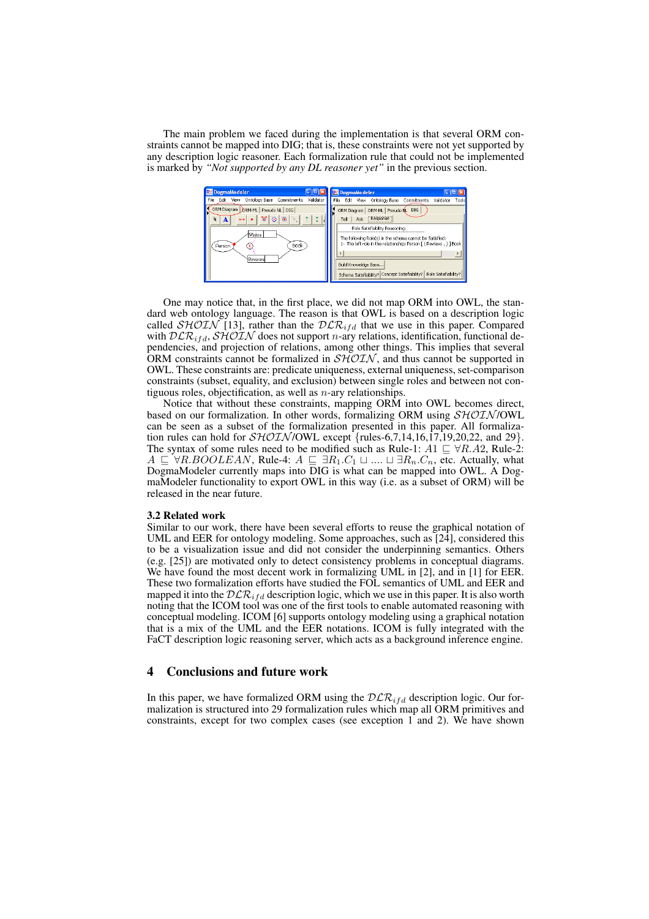The main problem we faced during the implementation is that several ORM constraints cannot be mapped into DIG; that is, these constraints were not yet supported by any description logic reasoner. Each formalization rule that could not be implemented is marked by *"Not supported by any DL reasoner yet"* in the previous section.

One may notice that, in the first place, we did not map ORM into OWL, the standard web ontology language. The reason is that OWL is based on a description logic called $\mathcal{SHOIN}$ [13], rather than the $\mathcal{DLR}_{ifd}$ that we use in this paper. Compared with $\mathcal{DLR}_{ifd}$, $\mathcal{SHOIN}$ does not support $n$-ary relations, identification, functional dependencies, and projection of relations, among other things. This implies that several ORM constraints cannot be formalized in $\mathcal{SHOIN}$, and thus cannot be supported in OWL. These constraints are: predicate uniqueness, external uniqueness, set-comparison constraints (subset, equality, and exclusion) between single roles and between not contiguous roles, objectification, as well as $n$-ary relationships.

Notice that without these constraints, mapping ORM into OWL becomes direct, based on our formalization. In other words, formalizing ORM using $\mathcal{SHOIN}$/OWL can be seen as a subset of the formalization presented in this paper. All formalization rules can hold for $\mathcal{SHOIN}$/OWL except {rules-6,7,14,16,17,19,20,22, and 29}. The syntax of some rules need to be modified such as Rule-1: $A1 \sqsubseteq \forall R.A2$, Rule-2: $A \sqsubseteq \forall R.BOOLEAN$, Rule-4: $A \sqsubseteq \exists R_1.C_1 \sqcup .... \sqcup \exists R_n.C_n$, etc. Actually, what DogmaModeler currently maps into DIG is what can be mapped into OWL. A DogmaModeler functionality to export OWL in this way (i.e. as a subset of ORM) will be released in the near future.

### 3.2 Related work

Similar to our work, there have been several efforts to reuse the graphical notation of UML and EER for ontology modeling. Some approaches, such as [24], considered this to be a visualization issue and did not consider the underpinning semantics. Others (e.g. [25]) are motivated only to detect consistency problems in conceptual diagrams. We have found the most decent work in formalizing UML in [2], and in [1] for EER. These two formalization efforts have studied the FOL semantics of UML and EER and mapped it into the $\mathcal{DLR}_{ifd}$ description logic, which we use in this paper. It is also worth noting that the ICOM tool was one of the first tools to enable automated reasoning with conceptual modeling. ICOM [6] supports ontology modeling using a graphical notation that is a mix of the UML and the EER notations. ICOM is fully integrated with the FaCT description logic reasoning server, which acts as a background inference engine.

## 4 Conclusions and future work

In this paper, we have formalized ORM using the $\mathcal{DLR}_{ifd}$ description logic. Our formalization is structured into 29 formalization rules which map all ORM primitives and constraints, except for two complex cases (see exception 1 and 2). We have shown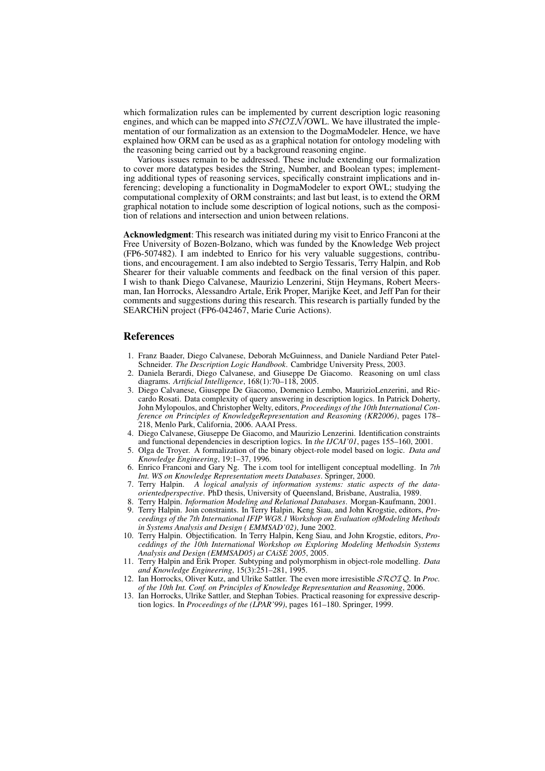which formalization rules can be implemented by current description logic reasoning engines, and which can be mapped into $\mathcal{SHOIN}$/OWL. We have illustrated the implementation of our formalization as an extension to the DogmaModeler. Hence, we have explained how ORM can be used as as a graphical notation for ontology modeling with the reasoning being carried out by a background reasoning engine.

Various issues remain to be addressed. These include extending our formalization to cover more datatypes besides the String, Number, and Boolean types; implementing additional types of reasoning services, specifically constraint implications and inferencing; developing a functionality in DogmaModeler to export OWL; studying the computational complexity of ORM constraints; and last but least, is to extend the ORM graphical notation to include some description of logical notions, such as the composition of relations and intersection and union between relations.

**Acknowledgment**: This research was initiated during my visit to Enrico Franconi at the Free University of Bozen-Bolzano, which was funded by the Knowledge Web project (FP6-507482). I am indebted to Enrico for his very valuable suggestions, contributions, and encouragement. I am also indebted to Sergio Tessaris, Terry Halpin, and Rob Shearer for their valuable comments and feedback on the final version of this paper. I wish to thank Diego Calvanese, Maurizio Lenzerini, Stijn Heymans, Robert Meersman, Ian Horrocks, Alessandro Artale, Erik Proper, Marijke Keet, and Jeff Pan for their comments and suggestions during this research. This research is partially funded by the SEARCHiN project (FP6-042467, Marie Curie Actions).

## References

1. Franz Baader, Diego Calvanese, Deborah McGuinness, and Daniele Nardiand Peter Patel-Schneider. *The Description Logic Handbook*. Cambridge University Press, 2003.
2. Daniela Berardi, Diego Calvanese, and Giuseppe De Giacomo. Reasoning on uml class diagrams. *Artificial Intelligence*, 168(1):70–118, 2005.
3. Diego Calvanese, Giuseppe De Giacomo, Domenico Lembo, MaurizioLenzerini, and Riccardo Rosati. Data complexity of query answering in description logics. In Patrick Doherty, John Mylopoulos, and Christopher Welty, editors, *Proceedings of the 10th International Conference on Principles of KnowledgeRepresentation and Reasoning (KR2006)*, pages 178–218, Menlo Park, California, 2006. AAAI Press.
4. Diego Calvanese, Giuseppe De Giacomo, and Maurizio Lenzerini. Identification constraints and functional dependencies in description logics. In *the IJCAI'01*, pages 155–160, 2001.
5. Olga de Troyer. A formalization of the binary object-role model based on logic. *Data and Knowledge Engineering*, 19:1–37, 1996.
6. Enrico Franconi and Gary Ng. The i.com tool for intelligent conceptual modelling. In *7th Int. WS on Knowledge Representation meets Databases*. Springer, 2000.
7. Terry Halpin. *A logical analysis of information systems: static aspects of the data-orientedperspective*. PhD thesis, University of Queensland, Brisbane, Australia, 1989.
8. Terry Halpin. *Information Modeling and Relational Databases*. Morgan-Kaufmann, 2001.
9. Terry Halpin. Join constraints. In Terry Halpin, Keng Siau, and John Krogstie, editors, *Proceedings of the 7th International IFIP WG8.1 Workshop on Evaluation ofModeling Methods in Systems Analysis and Design ( EMMSAD'02)*, June 2002.
10. Terry Halpin. Objectification. In Terry Halpin, Keng Siau, and John Krogstie, editors, *Proceddings of the 10th International Workshop on Exploring Modeling Methodsin Systems Analysis and Design (EMMSAD05) at CAiSE 2005*, 2005.
11. Terry Halpin and Erik Proper. Subtyping and polymorphism in object-role modelling. *Data and Knowledge Engineering*, 15(3):251–281, 1995.
12. Ian Horrocks, Oliver Kutz, and Ulrike Sattler. The even more irresistible $\mathcal{SROIQ}$. In *Proc. of the 10th Int. Conf. on Principles of Knowledge Representation and Reasoning*, 2006.
13. Ian Horrocks, Ulrike Sattler, and Stephan Tobies. Practical reasoning for expressive description logics. In *Proceedings of the (LPAR'99)*, pages 161–180. Springer, 1999.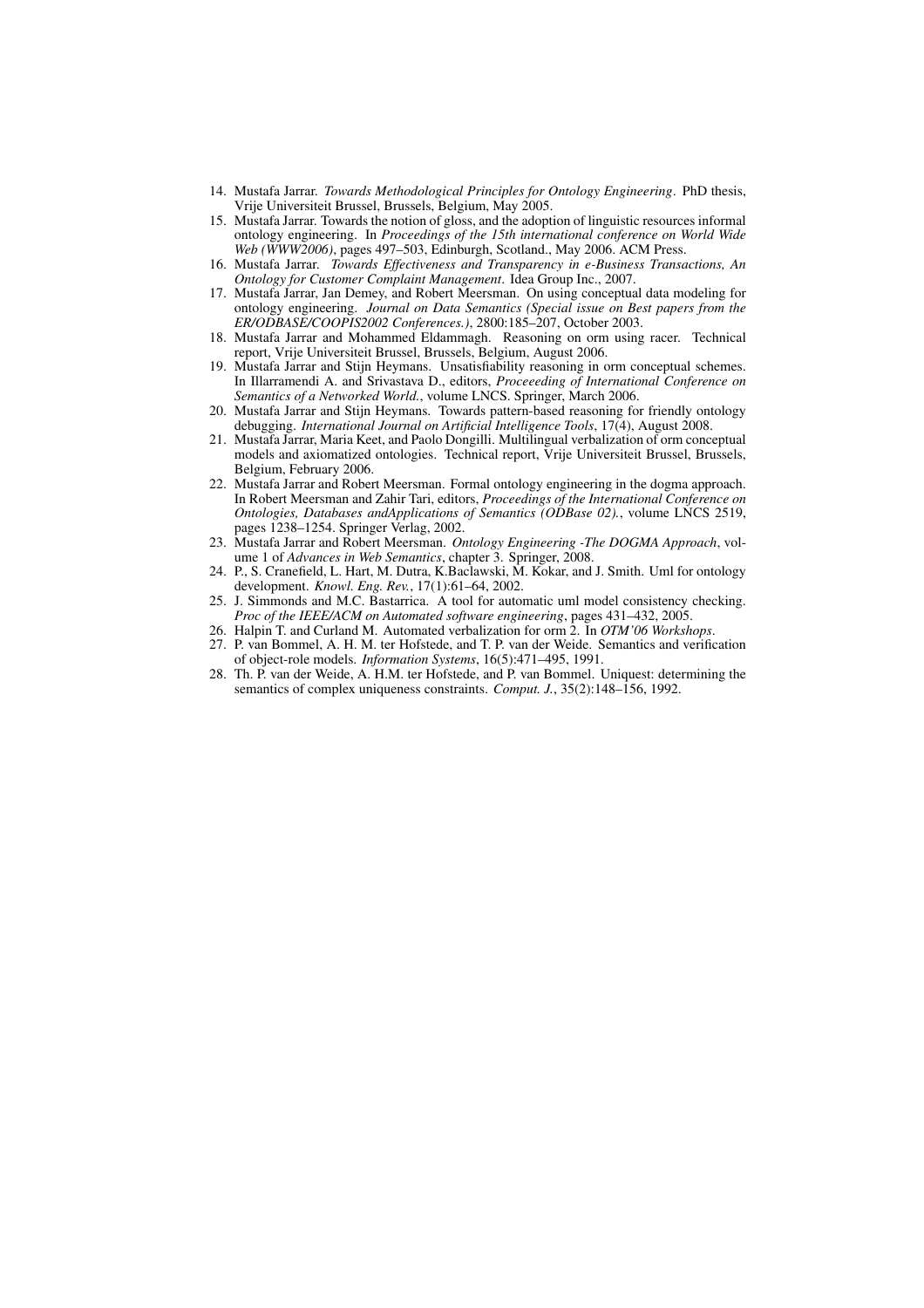14. Mustafa Jarrar. *Towards Methodological Principles for Ontology Engineering*. PhD thesis, Vrije Universiteit Brussel, Brussels, Belgium, May 2005.
15. Mustafa Jarrar. Towards the notion of gloss, and the adoption of linguistic resources informal ontology engineering. In *Proceedings of the 15th international conference on World Wide Web (WWW2006)*, pages 497–503, Edinburgh, Scotland., May 2006. ACM Press.
16. Mustafa Jarrar. *Towards Effectiveness and Transparency in e-Business Transactions, An Ontology for Customer Complaint Management*. Idea Group Inc., 2007.
17. Mustafa Jarrar, Jan Demey, and Robert Meersman. On using conceptual data modeling for ontology engineering. *Journal on Data Semantics (Special issue on Best papers from the ER/ODBASE/COOPIS2002 Conferences.)*, 2800:185–207, October 2003.
18. Mustafa Jarrar and Mohammed Eldammagh. Reasoning on orm using racer. Technical report, Vrije Universiteit Brussel, Brussels, Belgium, August 2006.
19. Mustafa Jarrar and Stijn Heymans. Unsatisfiability reasoning in orm conceptual schemes. In Illarramendi A. and Srivastava D., editors, *Proceeeding of International Conference on Semantics of a Networked World.*, volume LNCS. Springer, March 2006.
20. Mustafa Jarrar and Stijn Heymans. Towards pattern-based reasoning for friendly ontology debugging. *International Journal on Artificial Intelligence Tools*, 17(4), August 2008.
21. Mustafa Jarrar, Maria Keet, and Paolo Dongilli. Multilingual verbalization of orm conceptual models and axiomatized ontologies. Technical report, Vrije Universiteit Brussel, Brussels, Belgium, February 2006.
22. Mustafa Jarrar and Robert Meersman. Formal ontology engineering in the dogma approach. In Robert Meersman and Zahir Tari, editors, *Proceedings of the International Conference on Ontologies, Databases andApplications of Semantics (ODBase 02).*, volume LNCS 2519, pages 1238–1254. Springer Verlag, 2002.
23. Mustafa Jarrar and Robert Meersman. *Ontology Engineering -The DOGMA Approach*, volume 1 of *Advances in Web Semantics*, chapter 3. Springer, 2008.
24. P., S. Cranefield, L. Hart, M. Dutra, K.Baclawski, M. Kokar, and J. Smith. Uml for ontology development. *Knowl. Eng. Rev.*, 17(1):61–64, 2002.
25. J. Simmonds and M.C. Bastarrica. A tool for automatic uml model consistency checking. *Proc of the IEEE/ACM on Automated software engineering*, pages 431–432, 2005.
26. Halpin T. and Curland M. Automated verbalization for orm 2. In *OTM'06 Workshops*.
27. P. van Bommel, A. H. M. ter Hofstede, and T. P. van der Weide. Semantics and verification of object-role models. *Information Systems*, 16(5):471–495, 1991.
28. Th. P. van der Weide, A. H.M. ter Hofstede, and P. van Bommel. Uniquest: determining the semantics of complex uniqueness constraints. *Comput. J.*, 35(2):148–156, 1992.